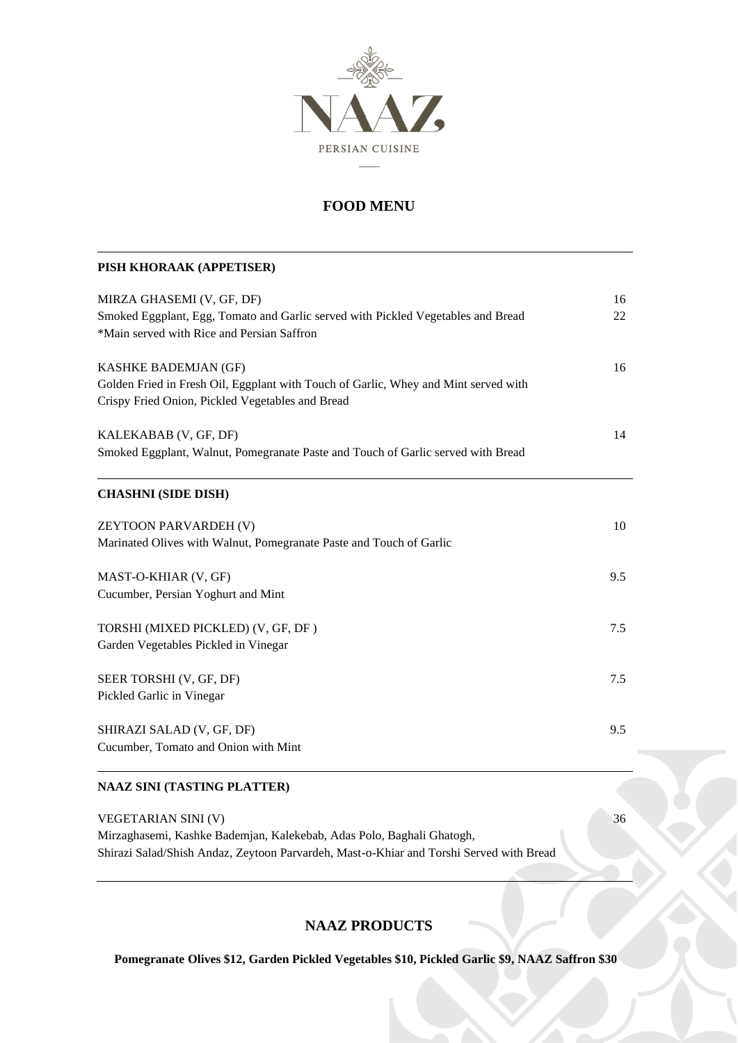# NAAZ

PERSIAN CUISINE

## FOOD MENU

### PISH KHORAAK (APPETISER)

MIRZA GHASEMI (V, GF, DF) — 16
Smoked Eggplant, Egg, Tomato and Garlic served with Pickled Vegetables and Bread — 22
*Main served with Rice and Persian Saffron

KASHKE BADEMJAN (GF) — 16
Golden Fried in Fresh Oil, Eggplant with Touch of Garlic, Whey and Mint served with Crispy Fried Onion, Pickled Vegetables and Bread

KALEKABAB (V, GF, DF) — 14
Smoked Eggplant, Walnut, Pomegranate Paste and Touch of Garlic served with Bread

### CHASHNI (SIDE DISH)

ZEYTOON PARVARDEH (V) — 10
Marinated Olives with Walnut, Pomegranate Paste and Touch of Garlic

MAST-O-KHIAR (V, GF) — 9.5
Cucumber, Persian Yoghurt and Mint

TORSHI (MIXED PICKLED) (V, GF, DF ) — 7.5
Garden Vegetables Pickled in Vinegar

SEER TORSHI (V, GF, DF) — 7.5
Pickled Garlic in Vinegar

SHIRAZI SALAD (V, GF, DF) — 9.5
Cucumber, Tomato and Onion with Mint

### NAAZ SINI (TASTING PLATTER)

VEGETARIAN SINI (V) — 36
Mirzaghasemi, Kashke Bademjan, Kalekebab, Adas Polo, Baghali Ghatogh, Shirazi Salad/Shish Andaz, Zeytoon Parvardeh, Mast-o-Khiar and Torshi Served with Bread

## NAAZ PRODUCTS

**Pomegranate Olives $12, Garden Pickled Vegetables $10, Pickled Garlic $9, NAAZ Saffron $30**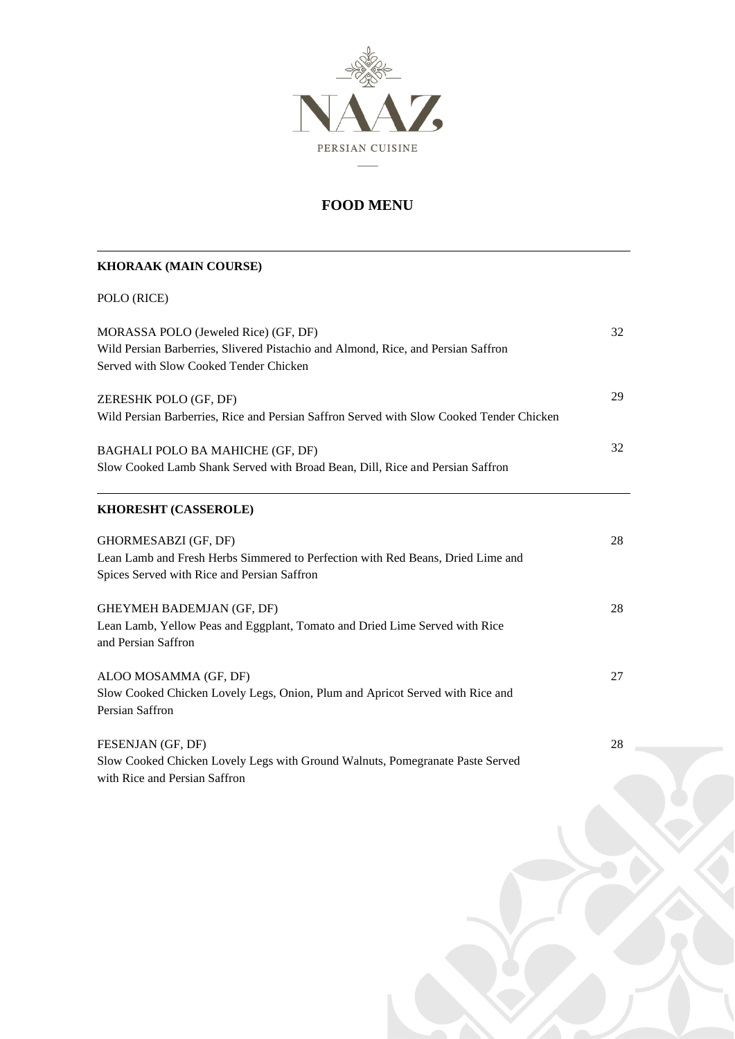NAAZ

PERSIAN CUISINE

# FOOD MENU

## KHORAAK (MAIN COURSE)

POLO (RICE)

MORASSA POLO (Jeweled Rice) (GF, DF) — 32
Wild Persian Barberries, Slivered Pistachio and Almond, Rice, and Persian Saffron
Served with Slow Cooked Tender Chicken

ZERESHK POLO (GF, DF) — 29
Wild Persian Barberries, Rice and Persian Saffron Served with Slow Cooked Tender Chicken

BAGHALI POLO BA MAHICHE (GF, DF) — 32
Slow Cooked Lamb Shank Served with Broad Bean, Dill, Rice and Persian Saffron

## KHORESHT (CASSEROLE)

GHORMESABZI (GF, DF) — 28
Lean Lamb and Fresh Herbs Simmered to Perfection with Red Beans, Dried Lime and
Spices Served with Rice and Persian Saffron

GHEYMEH BADEMJAN (GF, DF) — 28
Lean Lamb, Yellow Peas and Eggplant, Tomato and Dried Lime Served with Rice
and Persian Saffron

ALOO MOSAMMA (GF, DF) — 27
Slow Cooked Chicken Lovely Legs, Onion, Plum and Apricot Served with Rice and
Persian Saffron

FESENJAN (GF, DF) — 28
Slow Cooked Chicken Lovely Legs with Ground Walnuts, Pomegranate Paste Served
with Rice and Persian Saffron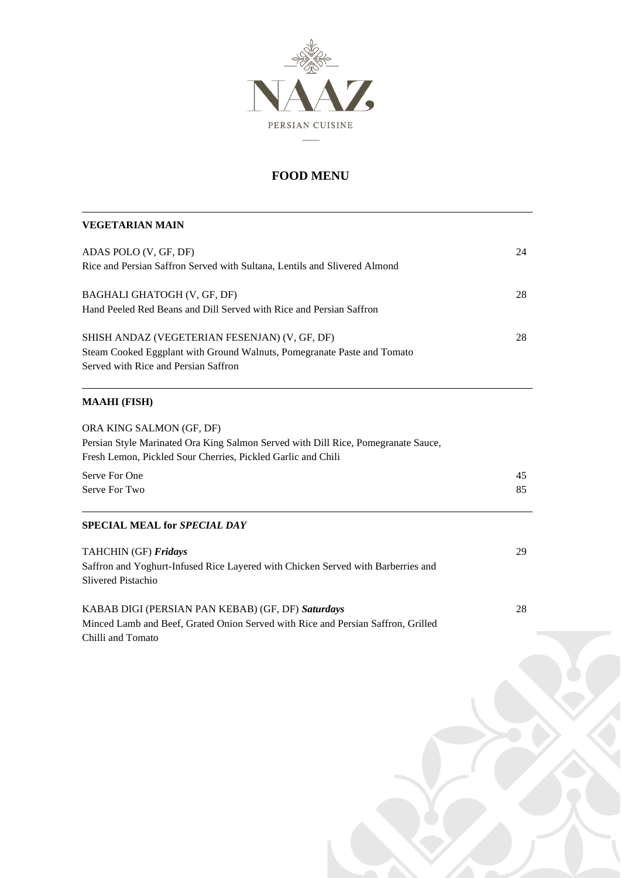NAAZ

PERSIAN CUISINE

# FOOD MENU

## VEGETARIAN MAIN

ADAS POLO (V, GF, DF) — 24

Rice and Persian Saffron Served with Sultana, Lentils and Slivered Almond

BAGHALI GHATOGH (V, GF, DF) — 28

Hand Peeled Red Beans and Dill Served with Rice and Persian Saffron

SHISH ANDAZ (VEGETERIAN FESENJAN) (V, GF, DF) — 28

Steam Cooked Eggplant with Ground Walnuts, Pomegranate Paste and Tomato Served with Rice and Persian Saffron

## MAAHI (FISH)

ORA KING SALMON (GF, DF)

Persian Style Marinated Ora King Salmon Served with Dill Rice, Pomegranate Sauce, Fresh Lemon, Pickled Sour Cherries, Pickled Garlic and Chili

Serve For One — 45

Serve For Two — 85

## SPECIAL MEAL for *SPECIAL DAY*

TAHCHIN (GF) ***Fridays*** — 29

Saffron and Yoghurt-Infused Rice Layered with Chicken Served with Barberries and Slivered Pistachio

KABAB DIGI (PERSIAN PAN KEBAB) (GF, DF) ***Saturdays*** — 28

Minced Lamb and Beef, Grated Onion Served with Rice and Persian Saffron, Grilled Chilli and Tomato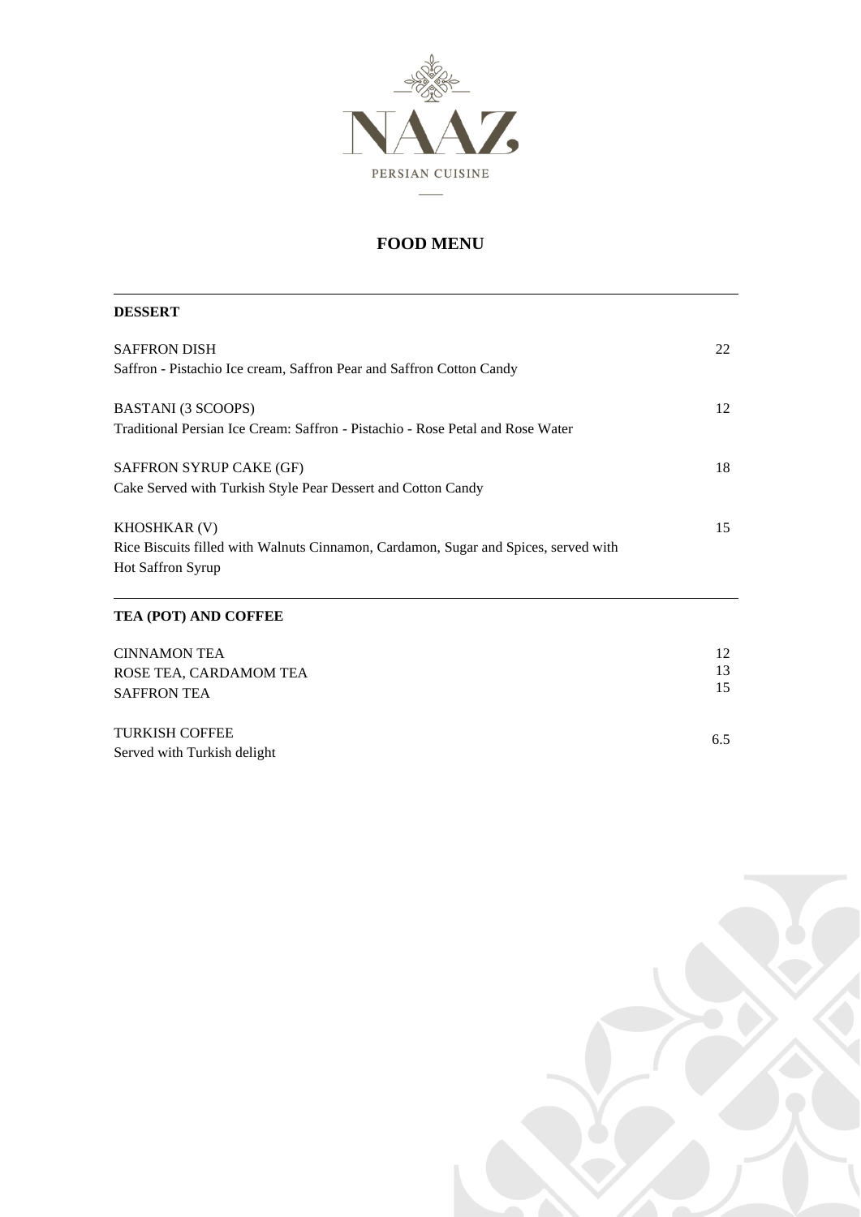NAAZ

PERSIAN CUISINE

# FOOD MENU

## DESSERT

SAFFRON DISH — 22
Saffron - Pistachio Ice cream, Saffron Pear and Saffron Cotton Candy

BASTANI (3 SCOOPS) — 12
Traditional Persian Ice Cream: Saffron - Pistachio - Rose Petal and Rose Water

SAFFRON SYRUP CAKE (GF) — 18
Cake Served with Turkish Style Pear Dessert and Cotton Candy

KHOSHKAR (V) — 15
Rice Biscuits filled with Walnuts Cinnamon, Cardamon, Sugar and Spices, served with Hot Saffron Syrup

## TEA (POT) AND COFFEE

CINNAMON TEA — 12
ROSE TEA, CARDAMOM TEA — 13
SAFFRON TEA — 15

TURKISH COFFEE — 6.5
Served with Turkish delight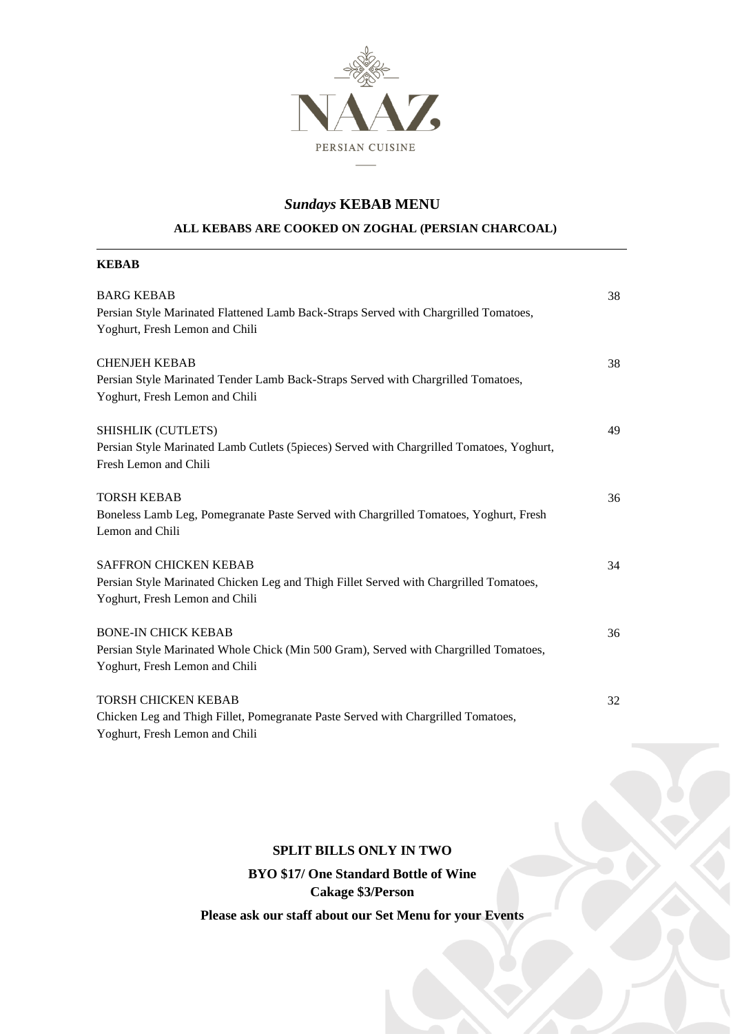NAAZ

PERSIAN CUISINE

## *Sundays* **KEBAB MENU**

### ALL KEBABS ARE COOKED ON ZOGHAL (PERSIAN CHARCOAL)

**KEBAB**

BARG KEBAB — 38
Persian Style Marinated Flattened Lamb Back-Straps Served with Chargrilled Tomatoes, Yoghurt, Fresh Lemon and Chili

CHENJEH KEBAB — 38
Persian Style Marinated Tender Lamb Back-Straps Served with Chargrilled Tomatoes, Yoghurt, Fresh Lemon and Chili

SHISHLIK (CUTLETS) — 49
Persian Style Marinated Lamb Cutlets (5pieces) Served with Chargrilled Tomatoes, Yoghurt, Fresh Lemon and Chili

TORSH KEBAB — 36
Boneless Lamb Leg, Pomegranate Paste Served with Chargrilled Tomatoes, Yoghurt, Fresh Lemon and Chili

SAFFRON CHICKEN KEBAB — 34
Persian Style Marinated Chicken Leg and Thigh Fillet Served with Chargrilled Tomatoes, Yoghurt, Fresh Lemon and Chili

BONE-IN CHICK KEBAB — 36
Persian Style Marinated Whole Chick (Min 500 Gram), Served with Chargrilled Tomatoes, Yoghurt, Fresh Lemon and Chili

TORSH CHICKEN KEBAB — 32
Chicken Leg and Thigh Fillet, Pomegranate Paste Served with Chargrilled Tomatoes, Yoghurt, Fresh Lemon and Chili

**SPLIT BILLS ONLY IN TWO**

**BYO $17/ One Standard Bottle of Wine**

**Cakage $3/Person**

**Please ask our staff about our Set Menu for your Events**